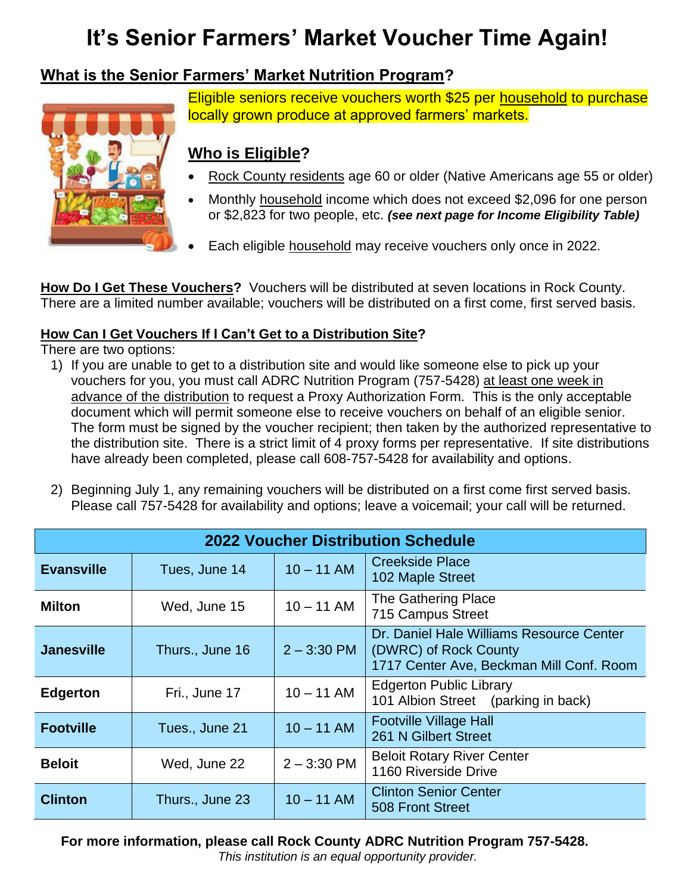# It's Senior Farmers' Market Voucher Time Again!

## What is the Senior Farmers' Market Nutrition Program?

Eligible seniors receive vouchers worth $25 per household to purchase locally grown produce at approved farmers' markets.

## Who is Eligible?

- Rock County residents age 60 or older (Native Americans age 55 or older)
- Monthly household income which does not exceed $2,096 for one person or $2,823 for two people, etc. ***(see next page for Income Eligibility Table)***
- Each eligible household may receive vouchers only once in 2022.

**How Do I Get These Vouchers?** Vouchers will be distributed at seven locations in Rock County. There are a limited number available; vouchers will be distributed on a first come, first served basis.

**How Can I Get Vouchers If I Can't Get to a Distribution Site?**

There are two options:

1) If you are unable to get to a distribution site and would like someone else to pick up your vouchers for you, you must call ADRC Nutrition Program (757-5428) at least one week in advance of the distribution to request a Proxy Authorization Form. This is the only acceptable document which will permit someone else to receive vouchers on behalf of an eligible senior. The form must be signed by the voucher recipient; then taken by the authorized representative to the distribution site. There is a strict limit of 4 proxy forms per representative. If site distributions have already been completed, please call 608-757-5428 for availability and options.

2) Beginning July 1, any remaining vouchers will be distributed on a first come first served basis. Please call 757-5428 for availability and options; leave a voicemail; your call will be returned.

| 2022 Voucher Distribution Schedule | | | |
|---|---|---|---|
| **Evansville** | Tues, June 14 | 10 – 11 AM | Creekside Place<br>102 Maple Street |
| **Milton** | Wed, June 15 | 10 – 11 AM | The Gathering Place<br>715 Campus Street |
| **Janesville** | Thurs., June 16 | 2 – 3:30 PM | Dr. Daniel Hale Williams Resource Center (DWRC) of Rock County<br>1717 Center Ave, Beckman Mill Conf. Room |
| **Edgerton** | Fri., June 17 | 10 – 11 AM | Edgerton Public Library<br>101 Albion Street (parking in back) |
| **Footville** | Tues., June 21 | 10 – 11 AM | Footville Village Hall<br>261 N Gilbert Street |
| **Beloit** | Wed, June 22 | 2 – 3:30 PM | Beloit Rotary River Center<br>1160 Riverside Drive |
| **Clinton** | Thurs., June 23 | 10 – 11 AM | Clinton Senior Center<br>508 Front Street |

**For more information, please call Rock County ADRC Nutrition Program 757-5428.**

*This institution is an equal opportunity provider.*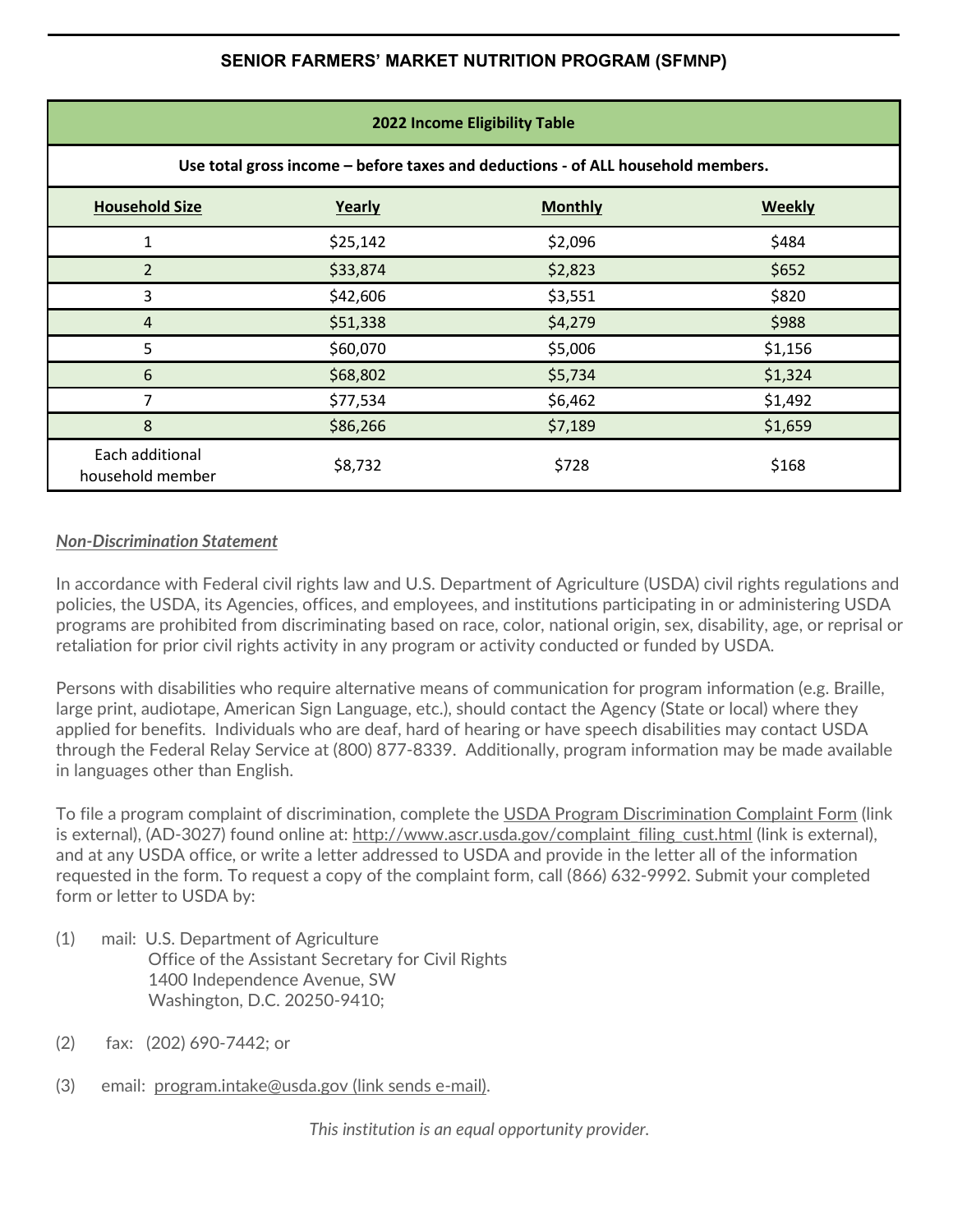## SENIOR FARMERS' MARKET NUTRITION PROGRAM (SFMNP)

| 2022 Income Eligibility Table | | | |
|---|---|---|---|
| **Use total gross income – before taxes and deductions - of ALL household members.** | | | |
| **Household Size** | **Yearly** | **Monthly** | **Weekly** |
| 1 | $25,142 | $2,096 | $484 |
| 2 | $33,874 | $2,823 | $652 |
| 3 | $42,606 | $3,551 | $820 |
| 4 | $51,338 | $4,279 | $988 |
| 5 | $60,070 | $5,006 | $1,156 |
| 6 | $68,802 | $5,734 | $1,324 |
| 7 | $77,534 | $6,462 | $1,492 |
| 8 | $86,266 | $7,189 | $1,659 |
| Each additional household member | $8,732 | $728 | $168 |

***Non-Discrimination Statement***

In accordance with Federal civil rights law and U.S. Department of Agriculture (USDA) civil rights regulations and policies, the USDA, its Agencies, offices, and employees, and institutions participating in or administering USDA programs are prohibited from discriminating based on race, color, national origin, sex, disability, age, or reprisal or retaliation for prior civil rights activity in any program or activity conducted or funded by USDA.

Persons with disabilities who require alternative means of communication for program information (e.g. Braille, large print, audiotape, American Sign Language, etc.), should contact the Agency (State or local) where they applied for benefits. Individuals who are deaf, hard of hearing or have speech disabilities may contact USDA through the Federal Relay Service at (800) 877-8339. Additionally, program information may be made available in languages other than English.

To file a program complaint of discrimination, complete the USDA Program Discrimination Complaint Form (link is external), (AD-3027) found online at: http://www.ascr.usda.gov/complaint_filing_cust.html (link is external), and at any USDA office, or write a letter addressed to USDA and provide in the letter all of the information requested in the form. To request a copy of the complaint form, call (866) 632-9992. Submit your completed form or letter to USDA by:

(1) mail: U.S. Department of Agriculture
Office of the Assistant Secretary for Civil Rights
1400 Independence Avenue, SW
Washington, D.C. 20250-9410;

(2) fax: (202) 690-7442; or

(3) email: program.intake@usda.gov (link sends e-mail).

*This institution is an equal opportunity provider.*